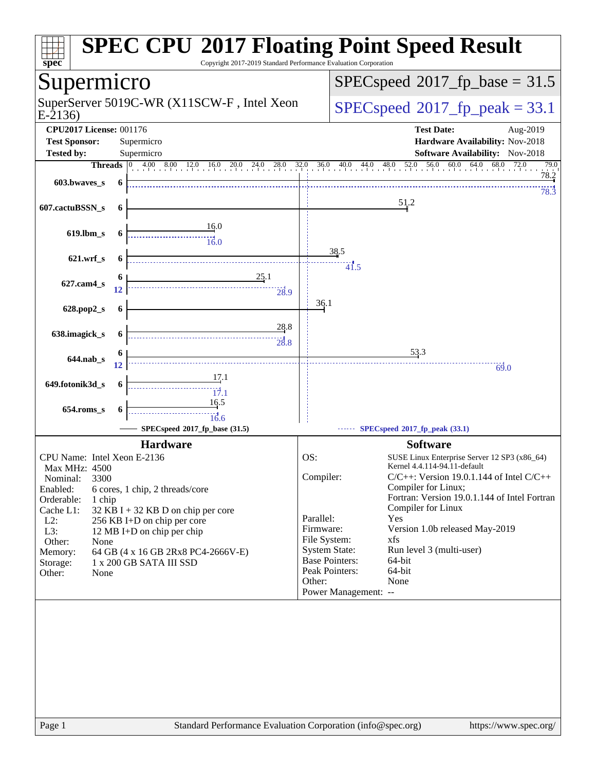# SPEC CPU 2017 Floating Point Speed Result

Copyright 2017-2019 Standard Performance Evaluation Corporation

## Supermicro

SuperServer 5019C-WR (X11SCW-F , Intel Xeon E-2136)

SPECspeed 2017_fp_base = 31.5

SPECspeed 2017_fp_peak = 33.1

**CPU2017 License:** 001176
**Test Sponsor:** Supermicro
**Tested by:** Supermicro

**Test Date:** Aug-2019
**Hardware Availability:** Nov-2018
**Software Availability:** Nov-2018

Threads | 0 4.00 8.00 12.0 16.0 20.0 24.0 28.0 32.0 36.0 40.0 44.0 48.0 52.0 56.0 60.0 64.0 68.0 72.0 79.0

603.bwaves_s 6 78.2 78.3

607.cactuBSSN_s 6 51.2

619.lbm_s 6 16.0 16.0

621.wrf_s 6 38.5 41.5

627.cam4_s 6 25.1 12 28.9

628.pop2_s 6 36.1

638.imagick_s 6 28.8 28.8

644.nab_s 6 53.3 12 69.0

649.fotonik3d_s 6 17.1 17.1

654.roms_s 6 16.5 16.6

SPECspeed 2017_fp_base (31.5)

SPECspeed 2017_fp_peak (33.1)

### Hardware

| | |
|---|---|
| CPU Name: | Intel Xeon E-2136 |
| Max MHz: | 4500 |
| Nominal: | 3300 |
| Enabled: | 6 cores, 1 chip, 2 threads/core |
| Orderable: | 1 chip |
| Cache L1: | 32 KB I + 32 KB D on chip per core |
| L2: | 256 KB I+D on chip per core |
| L3: | 12 MB I+D on chip per chip |
| Other: | None |
| Memory: | 64 GB (4 x 16 GB 2Rx8 PC4-2666V-E) |
| Storage: | 1 x 200 GB SATA III SSD |
| Other: | None |

### Software

| | |
|---|---|
| OS: | SUSE Linux Enterprise Server 12 SP3 (x86_64) Kernel 4.4.114-94.11-default |
| Compiler: | C/C++: Version 19.0.1.144 of Intel C/C++ Compiler for Linux; Fortran: Version 19.0.1.144 of Intel Fortran Compiler for Linux |
| Parallel: | Yes |
| Firmware: | Version 1.0b released May-2019 |
| File System: | xfs |
| System State: | Run level 3 (multi-user) |
| Base Pointers: | 64-bit |
| Peak Pointers: | 64-bit |
| Other: | None |
| Power Management: | -- |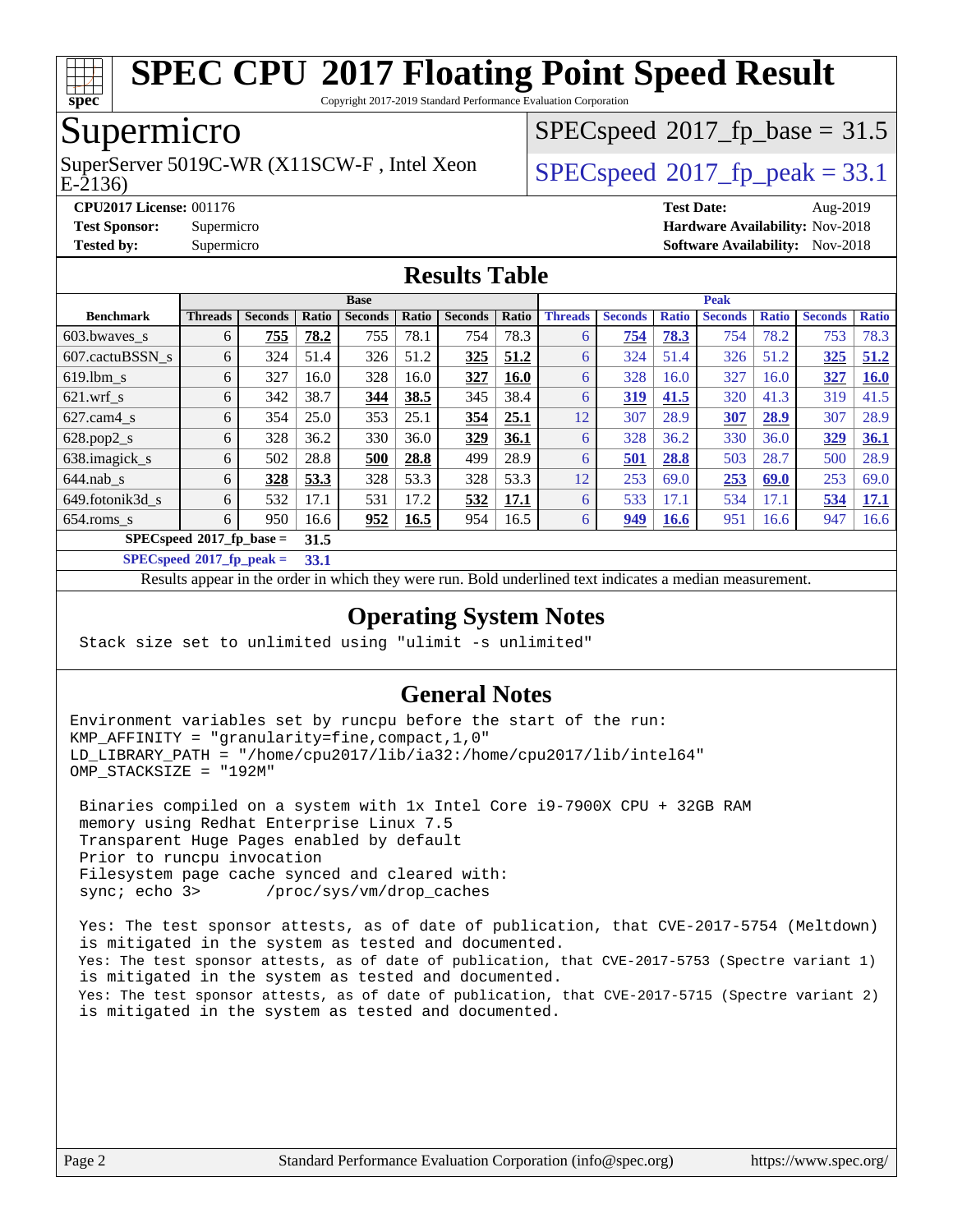# SPEC CPU 2017 Floating Point Speed Result

Copyright 2017-2019 Standard Performance Evaluation Corporation

## Supermicro

SuperServer 5019C-WR (X11SCW-F , Intel Xeon E-2136)

SPECspeed 2017_fp_base = 31.5

SPECspeed 2017_fp_peak = 33.1

**CPU2017 License:** 001176
**Test Sponsor:** Supermicro
**Tested by:** Supermicro

**Test Date:** Aug-2019
**Hardware Availability:** Nov-2018
**Software Availability:** Nov-2018

## Results Table

| | Base | | | | | | | Peak | | | | | | |
|---|---|---|---|---|---|---|---|---|---|---|---|---|---|---|
| **Benchmark** | **Threads** | **Seconds** | **Ratio** | **Seconds** | **Ratio** | **Seconds** | **Ratio** | **Threads** | **Seconds** | **Ratio** | **Seconds** | **Ratio** | **Seconds** | **Ratio** |
| 603.bwaves_s | 6 | **755** | **78.2** | 755 | 78.1 | 754 | 78.3 | 6 | **754** | **78.3** | 754 | 78.2 | 753 | 78.3 |
| 607.cactuBSSN_s | 6 | 324 | 51.4 | 326 | 51.2 | **325** | **51.2** | 6 | 324 | 51.4 | 326 | 51.2 | **325** | **51.2** |
| 619.lbm_s | 6 | 327 | 16.0 | 328 | 16.0 | **327** | **16.0** | 6 | 328 | 16.0 | 327 | 16.0 | **327** | **16.0** |
| 621.wrf_s | 6 | 342 | 38.7 | **344** | **38.5** | 345 | 38.4 | 6 | **319** | **41.5** | 320 | 41.3 | 319 | 41.5 |
| 627.cam4_s | 6 | 354 | 25.0 | 353 | 25.1 | **354** | **25.1** | 12 | 307 | 28.9 | **307** | **28.9** | 307 | 28.9 |
| 628.pop2_s | 6 | 328 | 36.2 | 330 | 36.0 | **329** | **36.1** | 6 | 328 | 36.2 | 330 | 36.0 | **329** | **36.1** |
| 638.imagick_s | 6 | 502 | 28.8 | **500** | **28.8** | 499 | 28.9 | 6 | **501** | **28.8** | 503 | 28.7 | 500 | 28.9 |
| 644.nab_s | 6 | **328** | **53.3** | 328 | 53.3 | 328 | 53.3 | 12 | 253 | 69.0 | **253** | **69.0** | 253 | 69.0 |
| 649.fotonik3d_s | 6 | 532 | 17.1 | 531 | 17.2 | **532** | **17.1** | 6 | 533 | 17.1 | 534 | 17.1 | **534** | **17.1** |
| 654.roms_s | 6 | 950 | 16.6 | **952** | **16.5** | 954 | 16.5 | 6 | **949** | **16.6** | 951 | 16.6 | 947 | 16.6 |

**SPECspeed 2017_fp_base = 31.5**

**SPECspeed 2017_fp_peak = 33.1**

Results appear in the order in which they were run. Bold underlined text indicates a median measurement.

## Operating System Notes

```
Stack size set to unlimited using "ulimit -s unlimited"
```

## General Notes

```
Environment variables set by runcpu before the start of the run:
KMP_AFFINITY = "granularity=fine,compact,1,0"
LD_LIBRARY_PATH = "/home/cpu2017/lib/ia32:/home/cpu2017/lib/intel64"
OMP_STACKSIZE = "192M"

 Binaries compiled on a system with 1x Intel Core i9-7900X CPU + 32GB RAM
 memory using Redhat Enterprise Linux 7.5
 Transparent Huge Pages enabled by default
 Prior to runcpu invocation
 Filesystem page cache synced and cleared with:
 sync; echo 3>       /proc/sys/vm/drop_caches

 Yes: The test sponsor attests, as of date of publication, that CVE-2017-5754 (Meltdown)
 is mitigated in the system as tested and documented.
 Yes: The test sponsor attests, as of date of publication, that CVE-2017-5753 (Spectre variant 1)
 is mitigated in the system as tested and documented.
 Yes: The test sponsor attests, as of date of publication, that CVE-2017-5715 (Spectre variant 2)
 is mitigated in the system as tested and documented.
```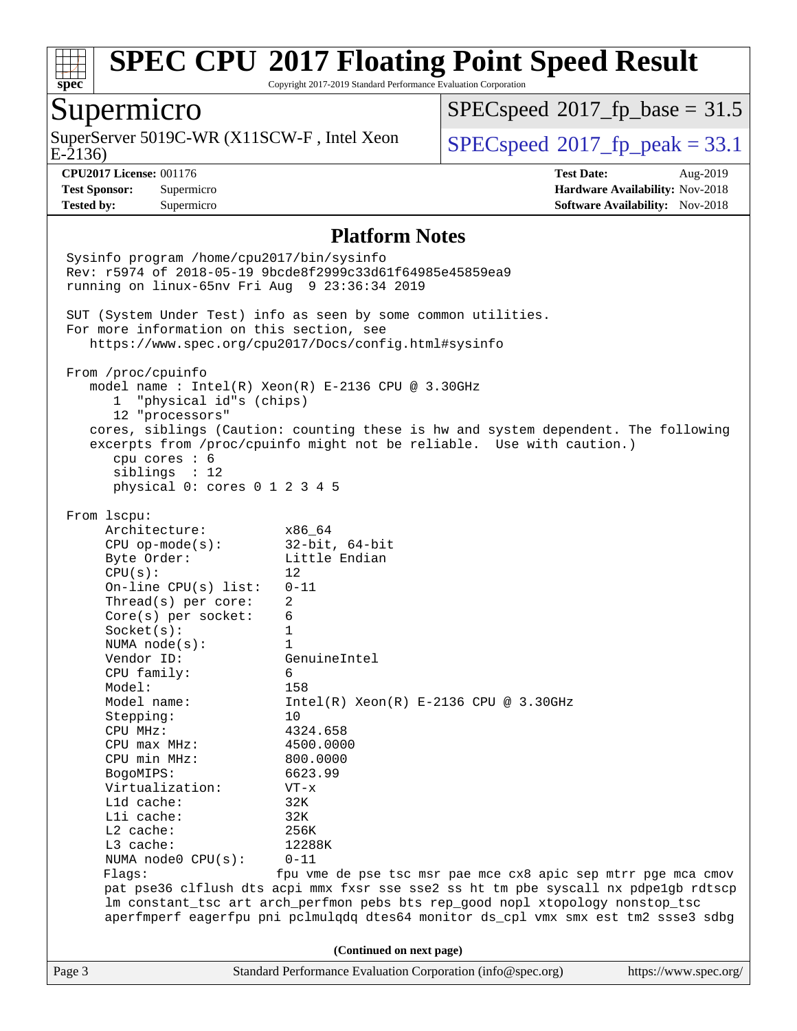# SPEC CPU 2017 Floating Point Speed Result

Copyright 2017-2019 Standard Performance Evaluation Corporation

## Supermicro

SuperServer 5019C-WR (X11SCW-F , Intel Xeon E-2136)

SPECspeed 2017_fp_base = 31.5

SPECspeed 2017_fp_peak = 33.1

**CPU2017 License:** 001176
**Test Sponsor:** Supermicro
**Tested by:** Supermicro

**Test Date:** Aug-2019
**Hardware Availability:** Nov-2018
**Software Availability:** Nov-2018

### Platform Notes

```
Sysinfo program /home/cpu2017/bin/sysinfo
Rev: r5974 of 2018-05-19 9bcde8f2999c33d61f64985e45859ea9
running on linux-65nv Fri Aug  9 23:36:34 2019

SUT (System Under Test) info as seen by some common utilities.
For more information on this section, see
   https://www.spec.org/cpu2017/Docs/config.html#sysinfo

From /proc/cpuinfo
   model name : Intel(R) Xeon(R) E-2136 CPU @ 3.30GHz
      1  "physical id"s (chips)
      12 "processors"
   cores, siblings (Caution: counting these is hw and system dependent. The following
   excerpts from /proc/cpuinfo might not be reliable.  Use with caution.)
      cpu cores : 6
      siblings  : 12
      physical 0: cores 0 1 2 3 4 5

From lscpu:
     Architecture:          x86_64
     CPU op-mode(s):        32-bit, 64-bit
     Byte Order:            Little Endian
     CPU(s):                12
     On-line CPU(s) list:   0-11
     Thread(s) per core:    2
     Core(s) per socket:    6
     Socket(s):             1
     NUMA node(s):          1
     Vendor ID:             GenuineIntel
     CPU family:            6
     Model:                 158
     Model name:            Intel(R) Xeon(R) E-2136 CPU @ 3.30GHz
     Stepping:              10
     CPU MHz:               4324.658
     CPU max MHz:           4500.0000
     CPU min MHz:           800.0000
     BogoMIPS:              6623.99
     Virtualization:        VT-x
     L1d cache:             32K
     L1i cache:             32K
     L2 cache:              256K
     L3 cache:              12288K
     NUMA node0 CPU(s):     0-11
     Flags:                fpu vme de pse tsc msr pae mce cx8 apic sep mtrr pge mca cmov
     pat pse36 clflush dts acpi mmx fxsr sse sse2 ss ht tm pbe syscall nx pdpe1gb rdtscp
     lm constant_tsc art arch_perfmon pebs bts rep_good nopl xtopology nonstop_tsc
     aperfmperf eagerfpu pni pclmulqdq dtes64 monitor ds_cpl vmx smx est tm2 ssse3 sdbg
```

**(Continued on next page)**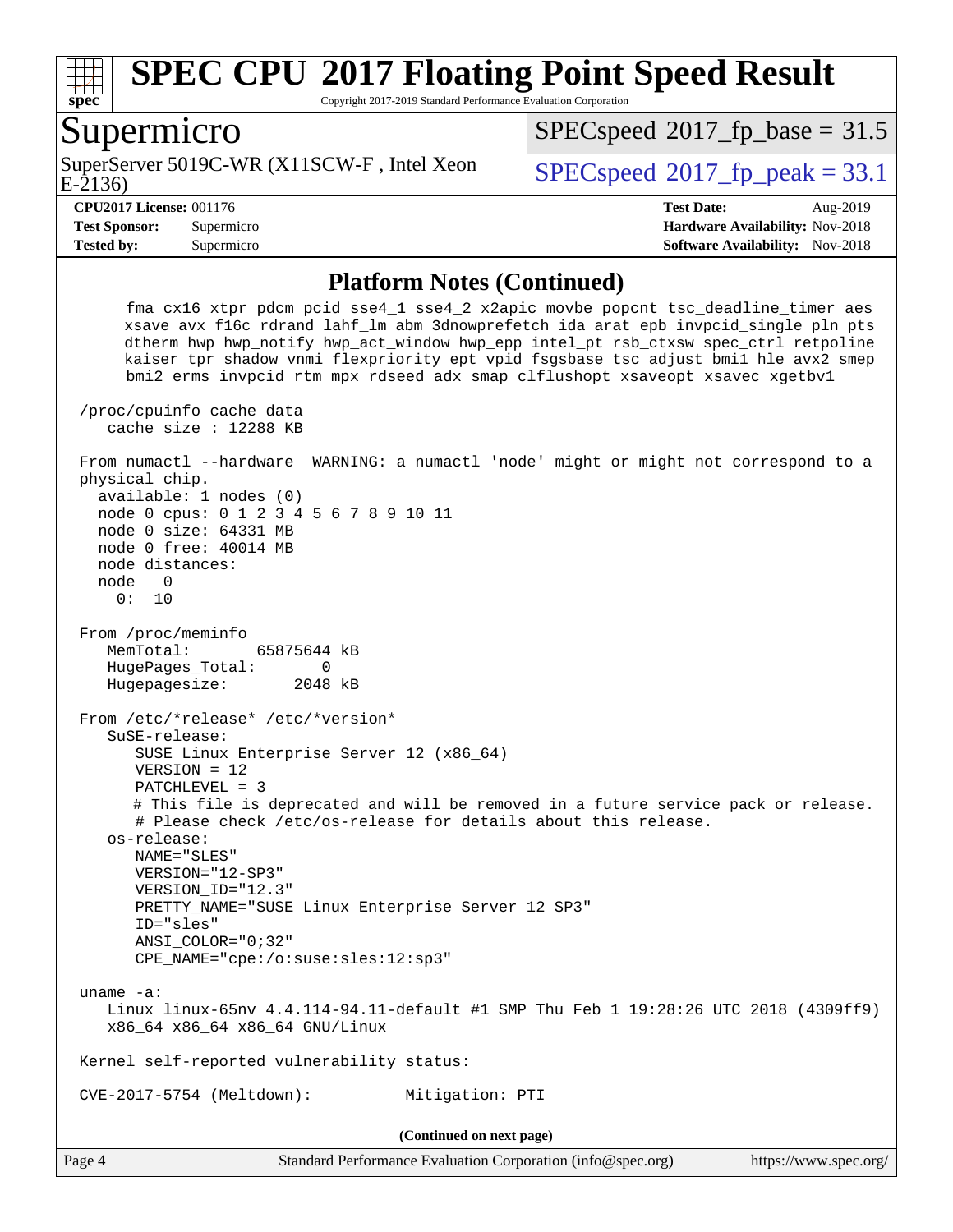# SPEC CPU 2017 Floating Point Speed Result

Copyright 2017-2019 Standard Performance Evaluation Corporation

## Supermicro

SuperServer 5019C-WR (X11SCW-F , Intel Xeon E-2136)

SPECspeed 2017_fp_base = 31.5

SPECspeed 2017_fp_peak = 33.1

**CPU2017 License:** 001176
**Test Sponsor:** Supermicro
**Tested by:** Supermicro

**Test Date:** Aug-2019
**Hardware Availability:** Nov-2018
**Software Availability:** Nov-2018

### Platform Notes (Continued)

```
      fma cx16 xtpr pdcm pcid sse4_1 sse4_2 x2apic movbe popcnt tsc_deadline_timer aes
      xsave avx f16c rdrand lahf_lm abm 3dnowprefetch ida arat epb invpcid_single pln pts
      dtherm hwp hwp_notify hwp_act_window hwp_epp intel_pt rsb_ctxsw spec_ctrl retpoline
      kaiser tpr_shadow vnmi flexpriority ept vpid fsgsbase tsc_adjust bmi1 hle avx2 smep
      bmi2 erms invpcid rtm mpx rdseed adx smap clflushopt xsaveopt xsavec xgetbv1

 /proc/cpuinfo cache data
    cache size : 12288 KB

 From numactl --hardware  WARNING: a numactl 'node' might or might not correspond to a
 physical chip.
   available: 1 nodes (0)
   node 0 cpus: 0 1 2 3 4 5 6 7 8 9 10 11
   node 0 size: 64331 MB
   node 0 free: 40014 MB
   node distances:
   node   0
     0:  10

 From /proc/meminfo
    MemTotal:       65875644 kB
    HugePages_Total:       0
    Hugepagesize:       2048 kB

 From /etc/*release* /etc/*version*
    SuSE-release:
       SUSE Linux Enterprise Server 12 (x86_64)
       VERSION = 12
       PATCHLEVEL = 3
       # This file is deprecated and will be removed in a future service pack or release.
       # Please check /etc/os-release for details about this release.
    os-release:
       NAME="SLES"
       VERSION="12-SP3"
       VERSION_ID="12.3"
       PRETTY_NAME="SUSE Linux Enterprise Server 12 SP3"
       ID="sles"
       ANSI_COLOR="0;32"
       CPE_NAME="cpe:/o:suse:sles:12:sp3"

 uname -a:
    Linux linux-65nv 4.4.114-94.11-default #1 SMP Thu Feb 1 19:28:26 UTC 2018 (4309ff9)
    x86_64 x86_64 x86_64 GNU/Linux

 Kernel self-reported vulnerability status:

 CVE-2017-5754 (Meltdown):          Mitigation: PTI
```

(Continued on next page)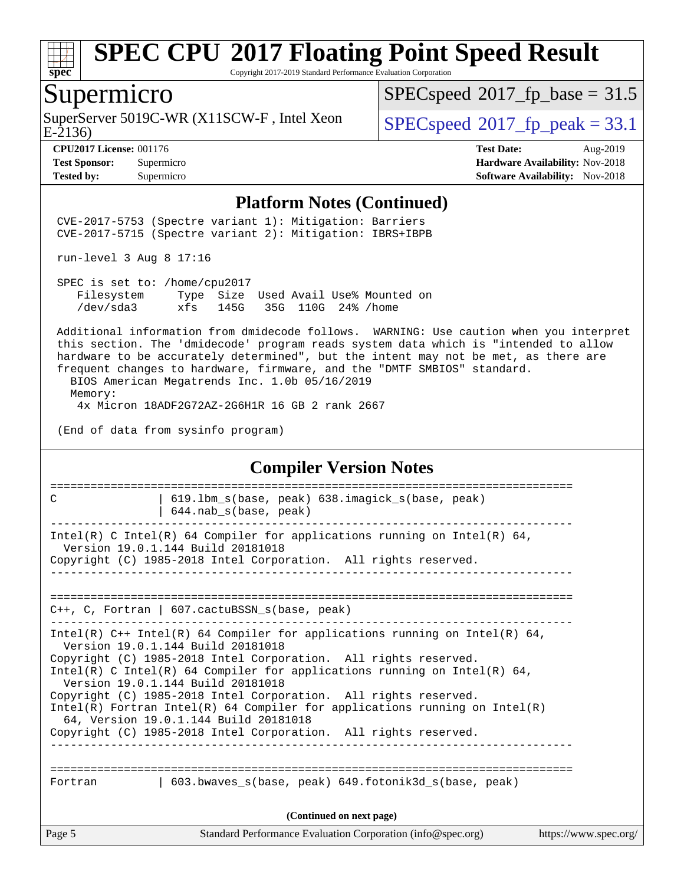## Platform Notes (Continued)

```
CVE-2017-5753 (Spectre variant 1): Mitigation: Barriers
CVE-2017-5715 (Spectre variant 2): Mitigation: IBRS+IBPB

run-level 3 Aug 8 17:16

SPEC is set to: /home/cpu2017
   Filesystem     Type  Size  Used Avail Use% Mounted on
   /dev/sda3      xfs   145G   35G  110G  24% /home

Additional information from dmidecode follows.  WARNING: Use caution when you interpret
this section. The 'dmidecode' program reads system data which is "intended to allow
hardware to be accurately determined", but the intent may not be met, as there are
frequent changes to hardware, firmware, and the "DMTF SMBIOS" standard.
  BIOS American Megatrends Inc. 1.0b 05/16/2019
  Memory:
    4x Micron 18ADF2G72AZ-2G6H1R 16 GB 2 rank 2667

(End of data from sysinfo program)
```

## Compiler Version Notes

```
==============================================================================
C               | 619.lbm_s(base, peak) 638.imagick_s(base, peak)
                | 644.nab_s(base, peak)
------------------------------------------------------------------------------
Intel(R) C Intel(R) 64 Compiler for applications running on Intel(R) 64,
  Version 19.0.1.144 Build 20181018
Copyright (C) 1985-2018 Intel Corporation.  All rights reserved.
------------------------------------------------------------------------------

==============================================================================
C++, C, Fortran | 607.cactuBSSN_s(base, peak)
------------------------------------------------------------------------------
Intel(R) C++ Intel(R) 64 Compiler for applications running on Intel(R) 64,
  Version 19.0.1.144 Build 20181018
Copyright (C) 1985-2018 Intel Corporation.  All rights reserved.
Intel(R) C Intel(R) 64 Compiler for applications running on Intel(R) 64,
  Version 19.0.1.144 Build 20181018
Copyright (C) 1985-2018 Intel Corporation.  All rights reserved.
Intel(R) Fortran Intel(R) 64 Compiler for applications running on Intel(R)
  64, Version 19.0.1.144 Build 20181018
Copyright (C) 1985-2018 Intel Corporation.  All rights reserved.
------------------------------------------------------------------------------

==============================================================================
Fortran         | 603.bwaves_s(base, peak) 649.fotonik3d_s(base, peak)
```

(Continued on next page)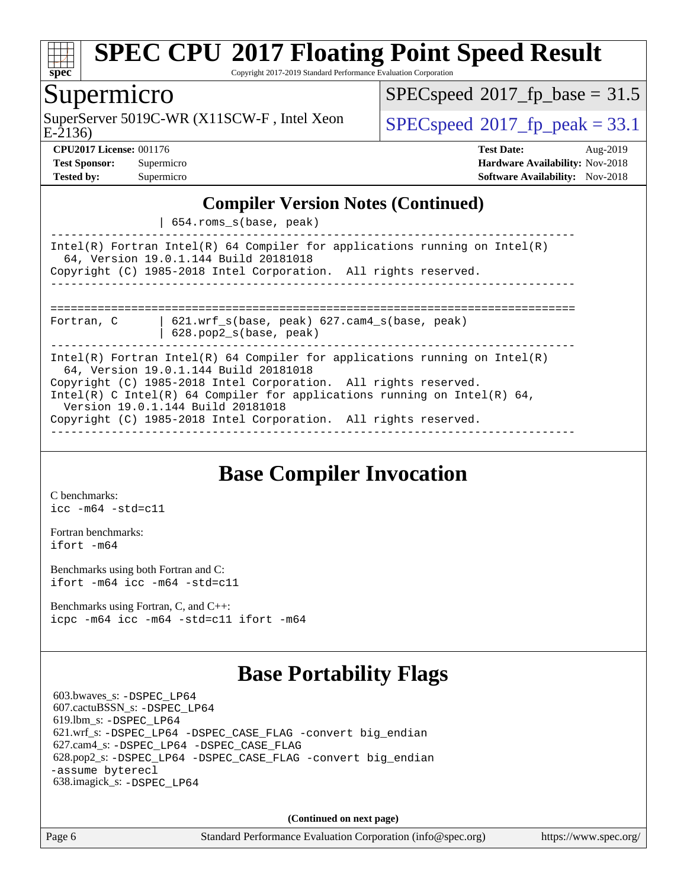## Compiler Version Notes (Continued)

```
                | 654.roms_s(base, peak)
------------------------------------------------------------------------------
Intel(R) Fortran Intel(R) 64 Compiler for applications running on Intel(R)
  64, Version 19.0.1.144 Build 20181018
Copyright (C) 1985-2018 Intel Corporation.  All rights reserved.
------------------------------------------------------------------------------

==============================================================================
Fortran, C      | 621.wrf_s(base, peak) 627.cam4_s(base, peak)
                | 628.pop2_s(base, peak)
------------------------------------------------------------------------------
Intel(R) Fortran Intel(R) 64 Compiler for applications running on Intel(R)
  64, Version 19.0.1.144 Build 20181018
Copyright (C) 1985-2018 Intel Corporation.  All rights reserved.
Intel(R) C Intel(R) 64 Compiler for applications running on Intel(R) 64,
  Version 19.0.1.144 Build 20181018
Copyright (C) 1985-2018 Intel Corporation.  All rights reserved.
------------------------------------------------------------------------------
```

## Base Compiler Invocation

C benchmarks:
`icc -m64 -std=c11`

Fortran benchmarks:
`ifort -m64`

Benchmarks using both Fortran and C:
`ifort -m64 icc -m64 -std=c11`

Benchmarks using Fortran, C, and C++:
`icpc -m64 icc -m64 -std=c11 ifort -m64`

## Base Portability Flags

603.bwaves_s: `-DSPEC_LP64`
607.cactuBSSN_s: `-DSPEC_LP64`
619.lbm_s: `-DSPEC_LP64`
621.wrf_s: `-DSPEC_LP64 -DSPEC_CASE_FLAG -convert big_endian`
627.cam4_s: `-DSPEC_LP64 -DSPEC_CASE_FLAG`
628.pop2_s: `-DSPEC_LP64 -DSPEC_CASE_FLAG -convert big_endian -assume byterecl`
638.imagick_s: `-DSPEC_LP64`

**(Continued on next page)**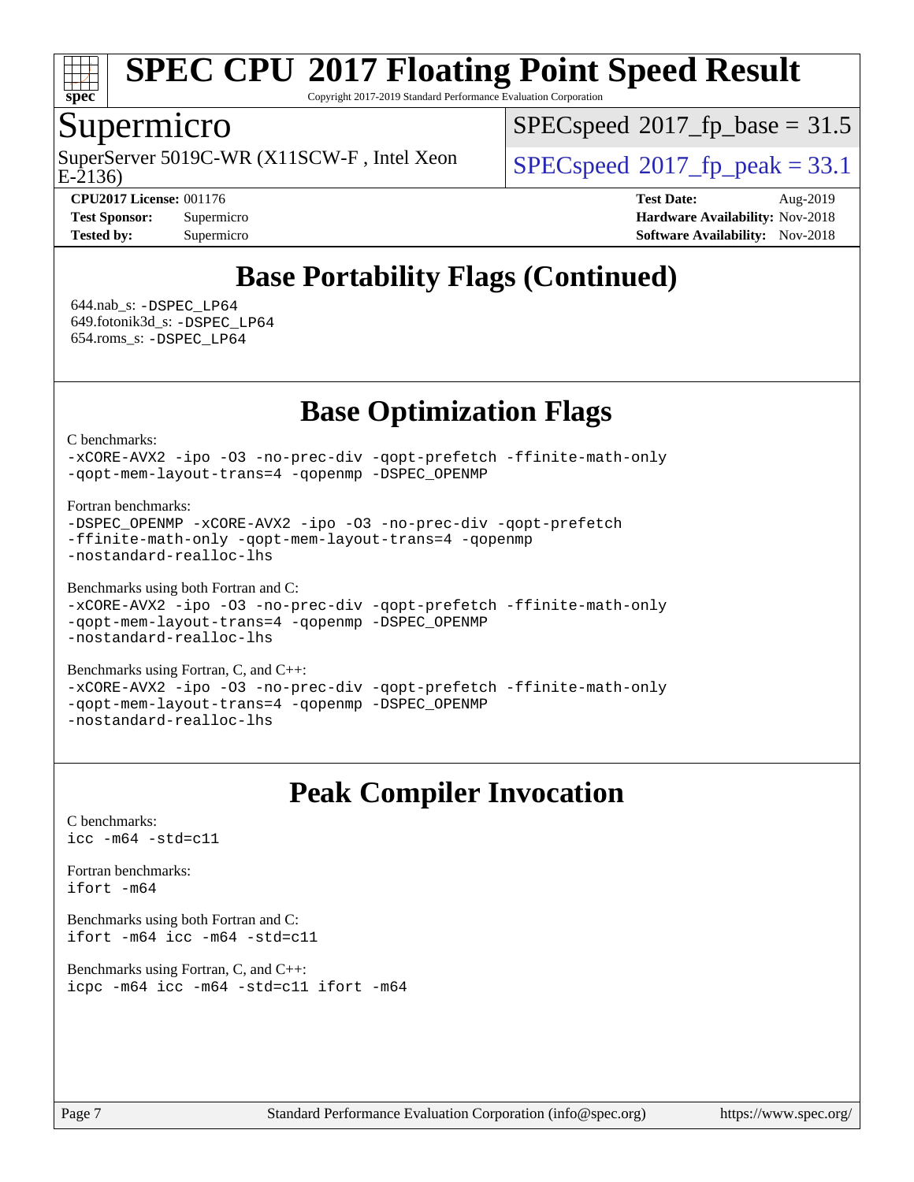## Base Portability Flags (Continued)

644.nab_s: -DSPEC_LP64
649.fotonik3d_s: -DSPEC_LP64
654.roms_s: -DSPEC_LP64

## Base Optimization Flags

C benchmarks:
-xCORE-AVX2 -ipo -O3 -no-prec-div -qopt-prefetch -ffinite-math-only -qopt-mem-layout-trans=4 -qopenmp -DSPEC_OPENMP

Fortran benchmarks:
-DSPEC_OPENMP -xCORE-AVX2 -ipo -O3 -no-prec-div -qopt-prefetch -ffinite-math-only -qopt-mem-layout-trans=4 -qopenmp -nostandard-realloc-lhs

Benchmarks using both Fortran and C:
-xCORE-AVX2 -ipo -O3 -no-prec-div -qopt-prefetch -ffinite-math-only -qopt-mem-layout-trans=4 -qopenmp -DSPEC_OPENMP -nostandard-realloc-lhs

Benchmarks using Fortran, C, and C++:
-xCORE-AVX2 -ipo -O3 -no-prec-div -qopt-prefetch -ffinite-math-only -qopt-mem-layout-trans=4 -qopenmp -DSPEC_OPENMP -nostandard-realloc-lhs

## Peak Compiler Invocation

C benchmarks:
icc -m64 -std=c11

Fortran benchmarks:
ifort -m64

Benchmarks using both Fortran and C:
ifort -m64 icc -m64 -std=c11

Benchmarks using Fortran, C, and C++:
icpc -m64 icc -m64 -std=c11 ifort -m64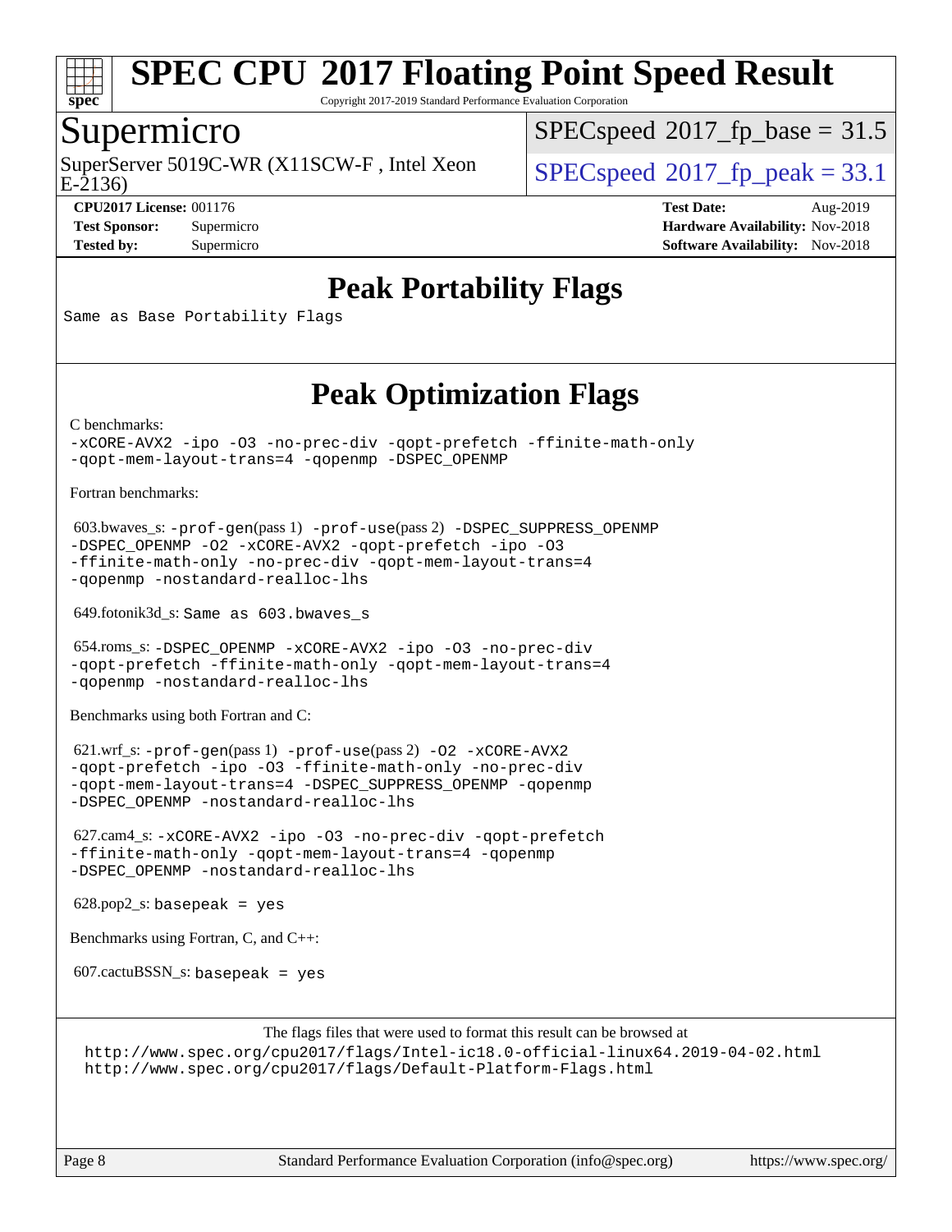# SPEC CPU 2017 Floating Point Speed Result

Copyright 2017-2019 Standard Performance Evaluation Corporation

## Supermicro

SuperServer 5019C-WR (X11SCW-F , Intel Xeon E-2136)

SPECspeed 2017_fp_base = 31.5

SPECspeed 2017_fp_peak = 33.1

**CPU2017 License:** 001176
**Test Sponsor:** Supermicro
**Tested by:** Supermicro

**Test Date:** Aug-2019
**Hardware Availability:** Nov-2018
**Software Availability:** Nov-2018

## Peak Portability Flags

Same as Base Portability Flags

## Peak Optimization Flags

C benchmarks:

-xCORE-AVX2 -ipo -O3 -no-prec-div -qopt-prefetch -ffinite-math-only -qopt-mem-layout-trans=4 -qopenmp -DSPEC_OPENMP

Fortran benchmarks:

603.bwaves_s: -prof-gen(pass 1) -prof-use(pass 2) -DSPEC_SUPPRESS_OPENMP -DSPEC_OPENMP -O2 -xCORE-AVX2 -qopt-prefetch -ipo -O3 -ffinite-math-only -no-prec-div -qopt-mem-layout-trans=4 -qopenmp -nostandard-realloc-lhs

649.fotonik3d_s: Same as 603.bwaves_s

654.roms_s: -DSPEC_OPENMP -xCORE-AVX2 -ipo -O3 -no-prec-div -qopt-prefetch -ffinite-math-only -qopt-mem-layout-trans=4 -qopenmp -nostandard-realloc-lhs

Benchmarks using both Fortran and C:

621.wrf_s: -prof-gen(pass 1) -prof-use(pass 2) -O2 -xCORE-AVX2 -qopt-prefetch -ipo -O3 -ffinite-math-only -no-prec-div -qopt-mem-layout-trans=4 -DSPEC_SUPPRESS_OPENMP -qopenmp -DSPEC_OPENMP -nostandard-realloc-lhs

627.cam4_s: -xCORE-AVX2 -ipo -O3 -no-prec-div -qopt-prefetch -ffinite-math-only -qopt-mem-layout-trans=4 -qopenmp -DSPEC_OPENMP -nostandard-realloc-lhs

628.pop2_s: basepeak = yes

Benchmarks using Fortran, C, and C++:

607.cactuBSSN_s: basepeak = yes

The flags files that were used to format this result can be browsed at
http://www.spec.org/cpu2017/flags/Intel-ic18.0-official-linux64.2019-04-02.html
http://www.spec.org/cpu2017/flags/Default-Platform-Flags.html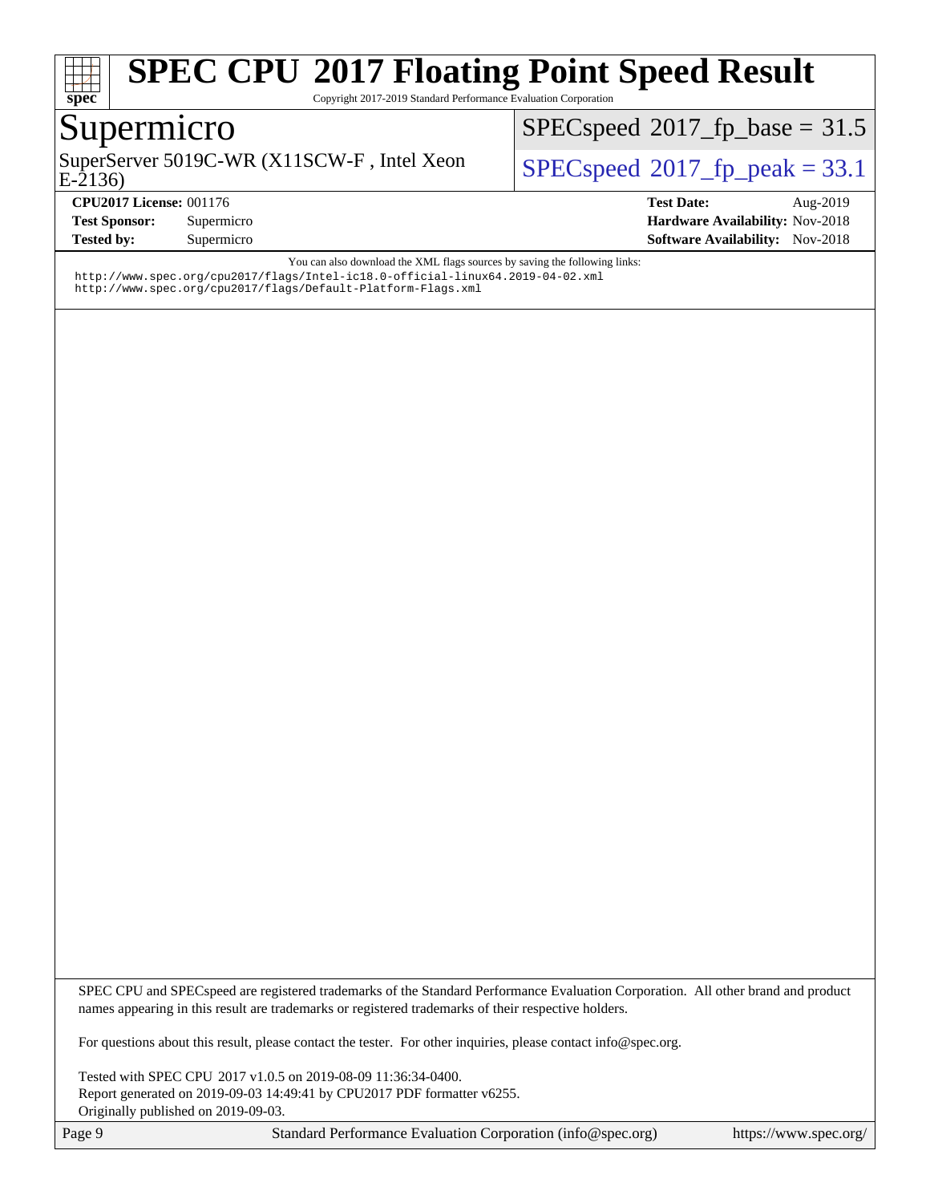# SPEC CPU 2017 Floating Point Speed Result

Copyright 2017-2019 Standard Performance Evaluation Corporation

## Supermicro

SuperServer 5019C-WR (X11SCW-F , Intel Xeon E-2136)

SPECspeed 2017_fp_base = 31.5

SPECspeed 2017_fp_peak = 33.1

**CPU2017 License:** 001176
**Test Sponsor:** Supermicro
**Tested by:** Supermicro

**Test Date:** Aug-2019
**Hardware Availability:** Nov-2018
**Software Availability:** Nov-2018

You can also download the XML flags sources by saving the following links:

http://www.spec.org/cpu2017/flags/Intel-ic18.0-official-linux64.2019-04-02.xml
http://www.spec.org/cpu2017/flags/Default-Platform-Flags.xml

SPEC CPU and SPECspeed are registered trademarks of the Standard Performance Evaluation Corporation. All other brand and product names appearing in this result are trademarks or registered trademarks of their respective holders.

For questions about this result, please contact the tester. For other inquiries, please contact info@spec.org.

Tested with SPEC CPU 2017 v1.0.5 on 2019-08-09 11:36:34-0400.
Report generated on 2019-09-03 14:49:41 by CPU2017 PDF formatter v6255.
Originally published on 2019-09-03.